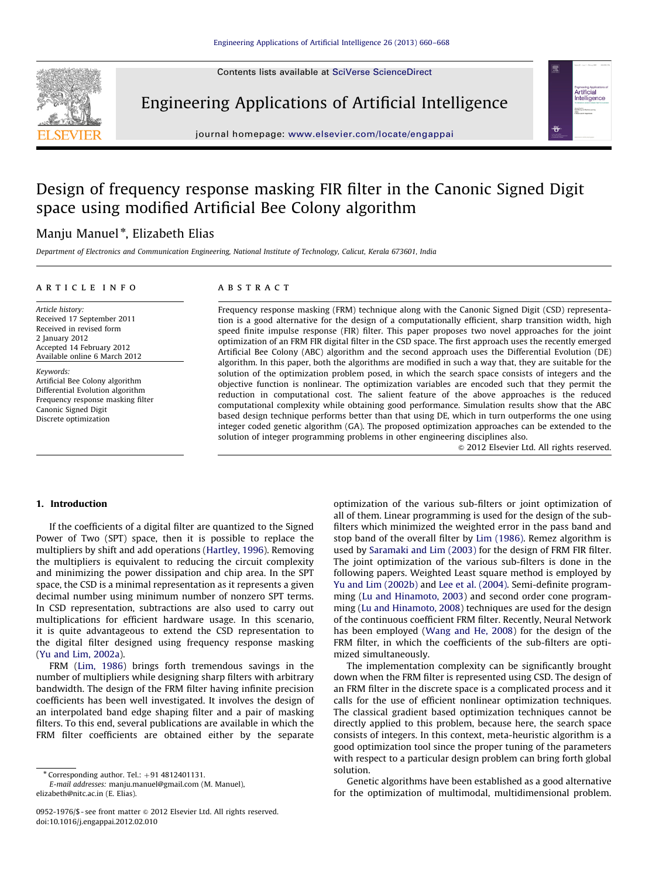# Design of frequency response masking FIR filter in the Canonic Signed Digit space using modified Artificial Bee Colony algorithm

Manju Manuel*, Elizabeth Elias

*Department of Electronics and Communication Engineering, National Institute of Technology, Calicut, Kerala 673601, India*

**ARTICLE INFO**

*Article history:*
Received 17 September 2011
Received in revised form
2 January 2012
Accepted 14 February 2012
Available online 6 March 2012

*Keywords:*
Artificial Bee Colony algorithm
Differential Evolution algorithm
Frequency response masking filter
Canonic Signed Digit
Discrete optimization

**ABSTRACT**

Frequency response masking (FRM) technique along with the Canonic Signed Digit (CSD) representation is a good alternative for the design of a computationally efficient, sharp transition width, high speed finite impulse response (FIR) filter. This paper proposes two novel approaches for the joint optimization of an FRM FIR digital filter in the CSD space. The first approach uses the recently emerged Artificial Bee Colony (ABC) algorithm and the second approach uses the Differential Evolution (DE) algorithm. In this paper, both the algorithms are modified in such a way that, they are suitable for the solution of the optimization problem posed, in which the search space consists of integers and the objective function is nonlinear. The optimization variables are encoded such that they permit the reduction in computational cost. The salient feature of the above approaches is the reduced computational complexity while obtaining good performance. Simulation results show that the ABC based design technique performs better than that using DE, which in turn outperforms the one using integer coded genetic algorithm (GA). The proposed optimization approaches can be extended to the solution of integer programming problems in other engineering disciplines also.

© 2012 Elsevier Ltd. All rights reserved.

## 1. Introduction

If the coefficients of a digital filter are quantized to the Signed Power of Two (SPT) space, then it is possible to replace the multipliers by shift and add operations (Hartley, 1996). Removing the multipliers is equivalent to reducing the circuit complexity and minimizing the power dissipation and chip area. In the SPT space, the CSD is a minimal representation as it represents a given decimal number using minimum number of nonzero SPT terms. In CSD representation, subtractions are also used to carry out multiplications for efficient hardware usage. In this scenario, it is quite advantageous to extend the CSD representation to the digital filter designed using frequency response masking (Yu and Lim, 2002a).

FRM (Lim, 1986) brings forth tremendous savings in the number of multipliers while designing sharp filters with arbitrary bandwidth. The design of the FRM filter having infinite precision coefficients has been well investigated. It involves the design of an interpolated band edge shaping filter and a pair of masking filters. To this end, several publications are available in which the FRM filter coefficients are obtained either by the separate optimization of the various sub-filters or joint optimization of all of them. Linear programming is used for the design of the sub-filters which minimized the weighted error in the pass band and stop band of the overall filter by Lim (1986). Remez algorithm is used by Saramaki and Lim (2003) for the design of FRM FIR filter. The joint optimization of the various sub-filters is done in the following papers. Weighted Least square method is employed by Yu and Lim (2002b) and Lee et al. (2004). Semi-definite programming (Lu and Hinamoto, 2003) and second order cone programming (Lu and Hinamoto, 2008) techniques are used for the design of the continuous coefficient FRM filter. Recently, Neural Network has been employed (Wang and He, 2008) for the design of the FRM filter, in which the coefficients of the sub-filters are optimized simultaneously.

The implementation complexity can be significantly brought down when the FRM filter is represented using CSD. The design of an FRM filter in the discrete space is a complicated process and it calls for the use of efficient nonlinear optimization techniques. The classical gradient based optimization techniques cannot be directly applied to this problem, because here, the search space consists of integers. In this context, meta-heuristic algorithm is a good optimization tool since the proper tuning of the parameters with respect to a particular design problem can bring forth global solution.

Genetic algorithms have been established as a good alternative for the optimization of multimodal, multidimensional problem.

---

* Corresponding author. Tel.: +91 4812401131.
*E-mail addresses:* manju.manuel@gmail.com (M. Manuel), elizabeth@nitc.ac.in (E. Elias).

0952-1976/$ - see front matter © 2012 Elsevier Ltd. All rights reserved.
doi:10.1016/j.engappai.2012.02.010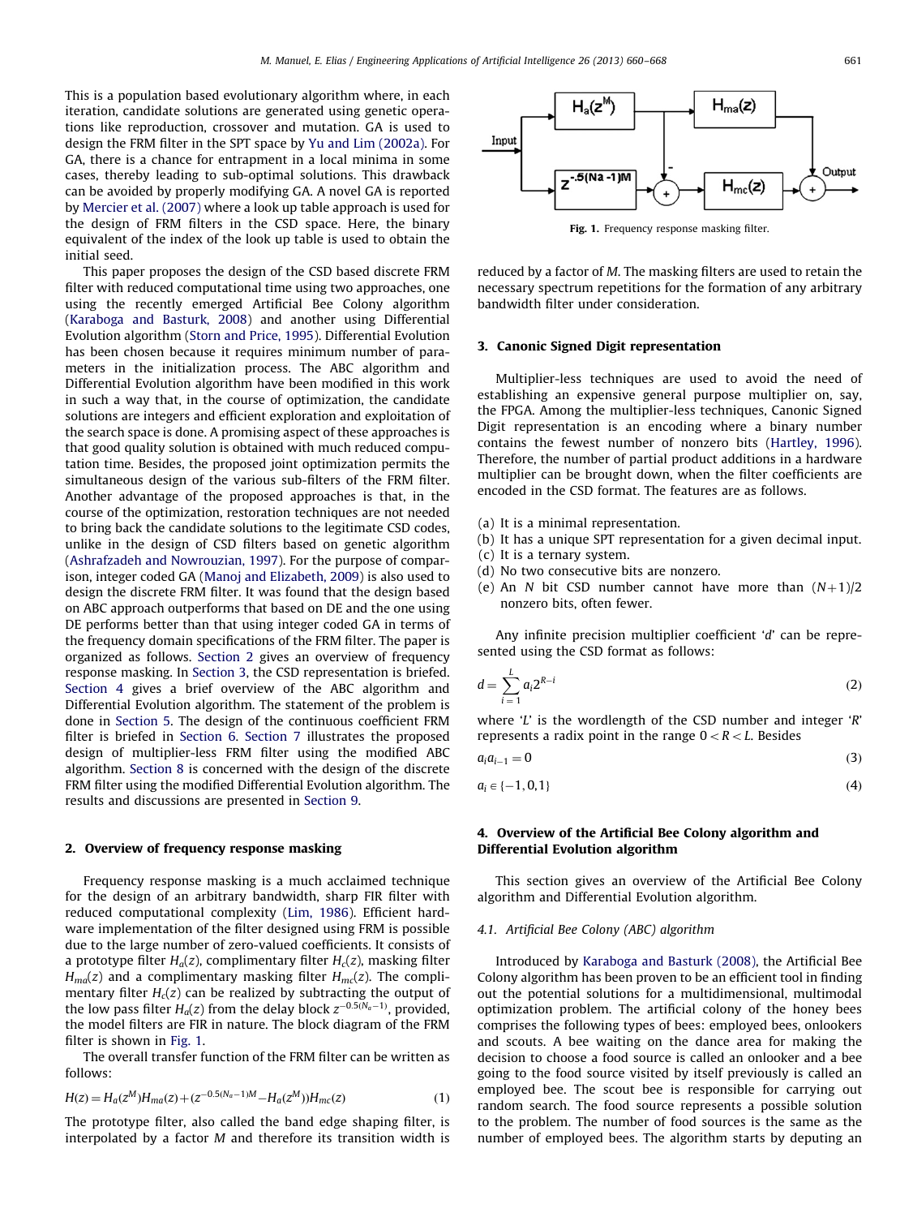This is a population based evolutionary algorithm where, in each iteration, candidate solutions are generated using genetic operations like reproduction, crossover and mutation. GA is used to design the FRM filter in the SPT space by Yu and Lim (2002a). For GA, there is a chance for entrapment in a local minima in some cases, thereby leading to sub-optimal solutions. This drawback can be avoided by properly modifying GA. A novel GA is reported by Mercier et al. (2007) where a look up table approach is used for the design of FRM filters in the CSD space. Here, the binary equivalent of the index of the look up table is used to obtain the initial seed.

This paper proposes the design of the CSD based discrete FRM filter with reduced computational time using two approaches, one using the recently emerged Artificial Bee Colony algorithm (Karaboga and Basturk, 2008) and another using Differential Evolution algorithm (Storn and Price, 1995). Differential Evolution has been chosen because it requires minimum number of parameters in the initialization process. The ABC algorithm and Differential Evolution algorithm have been modified in this work in such a way that, in the course of optimization, the candidate solutions are integers and efficient exploration and exploitation of the search space is done. A promising aspect of these approaches is that good quality solution is obtained with much reduced computation time. Besides, the proposed joint optimization permits the simultaneous design of the various sub-filters of the FRM filter. Another advantage of the proposed approaches is that, in the course of the optimization, restoration techniques are not needed to bring back the candidate solutions to the legitimate CSD codes, unlike in the design of CSD filters based on genetic algorithm (Ashrafzadeh and Nowrouzian, 1997). For the purpose of comparison, integer coded GA (Manoj and Elizabeth, 2009) is also used to design the discrete FRM filter. It was found that the design based on ABC approach outperforms that based on DE and the one using DE performs better than that using integer coded GA in terms of the frequency domain specifications of the FRM filter. The paper is organized as follows. Section 2 gives an overview of frequency response masking. In Section 3, the CSD representation is briefed. Section 4 gives a brief overview of the ABC algorithm and Differential Evolution algorithm. The statement of the problem is done in Section 5. The design of the continuous coefficient FRM filter is briefed in Section 6. Section 7 illustrates the proposed design of multiplier-less FRM filter using the modified ABC algorithm. Section 8 is concerned with the design of the discrete FRM filter using the modified Differential Evolution algorithm. The results and discussions are presented in Section 9.

## 2. Overview of frequency response masking

Frequency response masking is a much acclaimed technique for the design of an arbitrary bandwidth, sharp FIR filter with reduced computational complexity (Lim, 1986). Efficient hardware implementation of the filter designed using FRM is possible due to the large number of zero-valued coefficients. It consists of a prototype filter $H_a(z)$, complimentary filter $H_c(z)$, masking filter $H_{ma}(z)$ and a complimentary masking filter $H_{mc}(z)$. The complimentary filter $H_c(z)$ can be realized by subtracting the output of the low pass filter $H_a(z)$ from the delay block $z^{-0.5(N_a-1)}$, provided, the model filters are FIR in nature. The block diagram of the FRM filter is shown in Fig. 1.

The overall transfer function of the FRM filter can be written as follows:

$$H(z) = H_a(z^M)H_{ma}(z) + (z^{-0.5(N_a-1)M} - H_a(z^M))H_{mc}(z) \tag{1}$$

The prototype filter, also called the band edge shaping filter, is interpolated by a factor $M$ and therefore its transition width is reduced by a factor of $M$. The masking filters are used to retain the necessary spectrum repetitions for the formation of any arbitrary bandwidth filter under consideration.

Fig. 1. Frequency response masking filter.

## 3. Canonic Signed Digit representation

Multiplier-less techniques are used to avoid the need of establishing an expensive general purpose multiplier on, say, the FPGA. Among the multiplier-less techniques, Canonic Signed Digit representation is an encoding where a binary number contains the fewest number of nonzero bits (Hartley, 1996). Therefore, the number of partial product additions in a hardware multiplier can be brought down, when the filter coefficients are encoded in the CSD format. The features are as follows.

(a) It is a minimal representation.
(b) It has a unique SPT representation for a given decimal input.
(c) It is a ternary system.
(d) No two consecutive bits are nonzero.
(e) An $N$ bit CSD number cannot have more than $(N+1)/2$ nonzero bits, often fewer.

Any infinite precision multiplier coefficient '$d$' can be represented using the CSD format as follows:

$$d = \sum_{i=1}^{L} a_i 2^{R-i} \tag{2}$$

where '$L$' is the wordlength of the CSD number and integer '$R$' represents a radix point in the range $0 < R < L$. Besides

$$a_i a_{i-1} = 0 \tag{3}$$

$$a_i \in \{-1, 0, 1\} \tag{4}$$

## 4. Overview of the Artificial Bee Colony algorithm and Differential Evolution algorithm

This section gives an overview of the Artificial Bee Colony algorithm and Differential Evolution algorithm.

### 4.1. Artificial Bee Colony (ABC) algorithm

Introduced by Karaboga and Basturk (2008), the Artificial Bee Colony algorithm has been proven to be an efficient tool in finding out the potential solutions for a multidimensional, multimodal optimization problem. The artificial colony of the honey bees comprises the following types of bees: employed bees, onlookers and scouts. A bee waiting on the dance area for making the decision to choose a food source is called an onlooker and a bee going to the food source visited by itself previously is called an employed bee. The scout bee is responsible for carrying out random search. The food source represents a possible solution to the problem. The number of food sources is the same as the number of employed bees. The algorithm starts by deputing an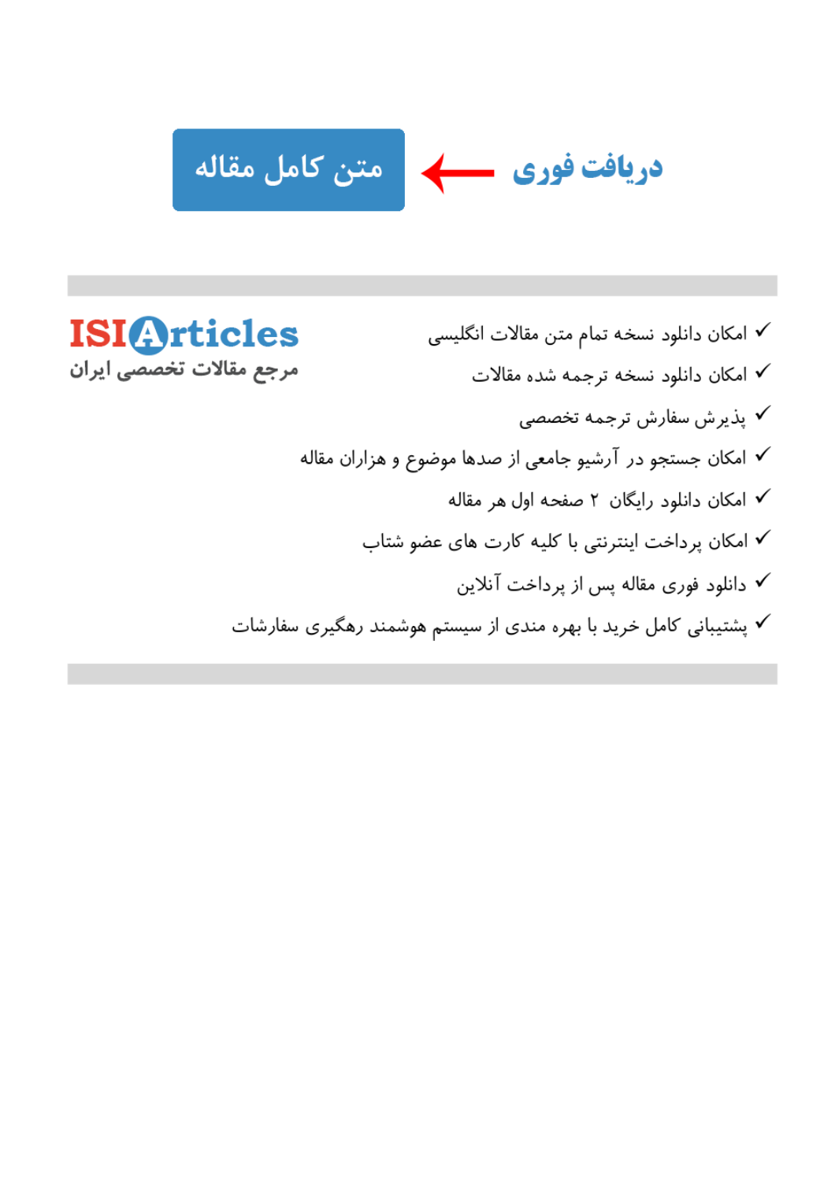دریافت فوری ← متن کامل مقاله

ISIArticles

مرجع مقالات تخصصی ایران

- ✓ امکان دانلود نسخه تمام متن مقالات انگلیسی
- ✓ امکان دانلود نسخه ترجمه شده مقالات
- ✓ پذیرش سفارش ترجمه تخصصی
- ✓ امکان جستجو در آرشیو جامعی از صدها موضوع و هزاران مقاله
- ✓ امکان دانلود رایگان ۲ صفحه اول هر مقاله
- ✓ امکان پرداخت اینترنتی با کلیه کارت های عضو شتاب
- ✓ دانلود فوری مقاله پس از پرداخت آنلاین
- ✓ پشتیبانی کامل خرید با بهره مندی از سیستم هوشمند رهگیری سفارشات